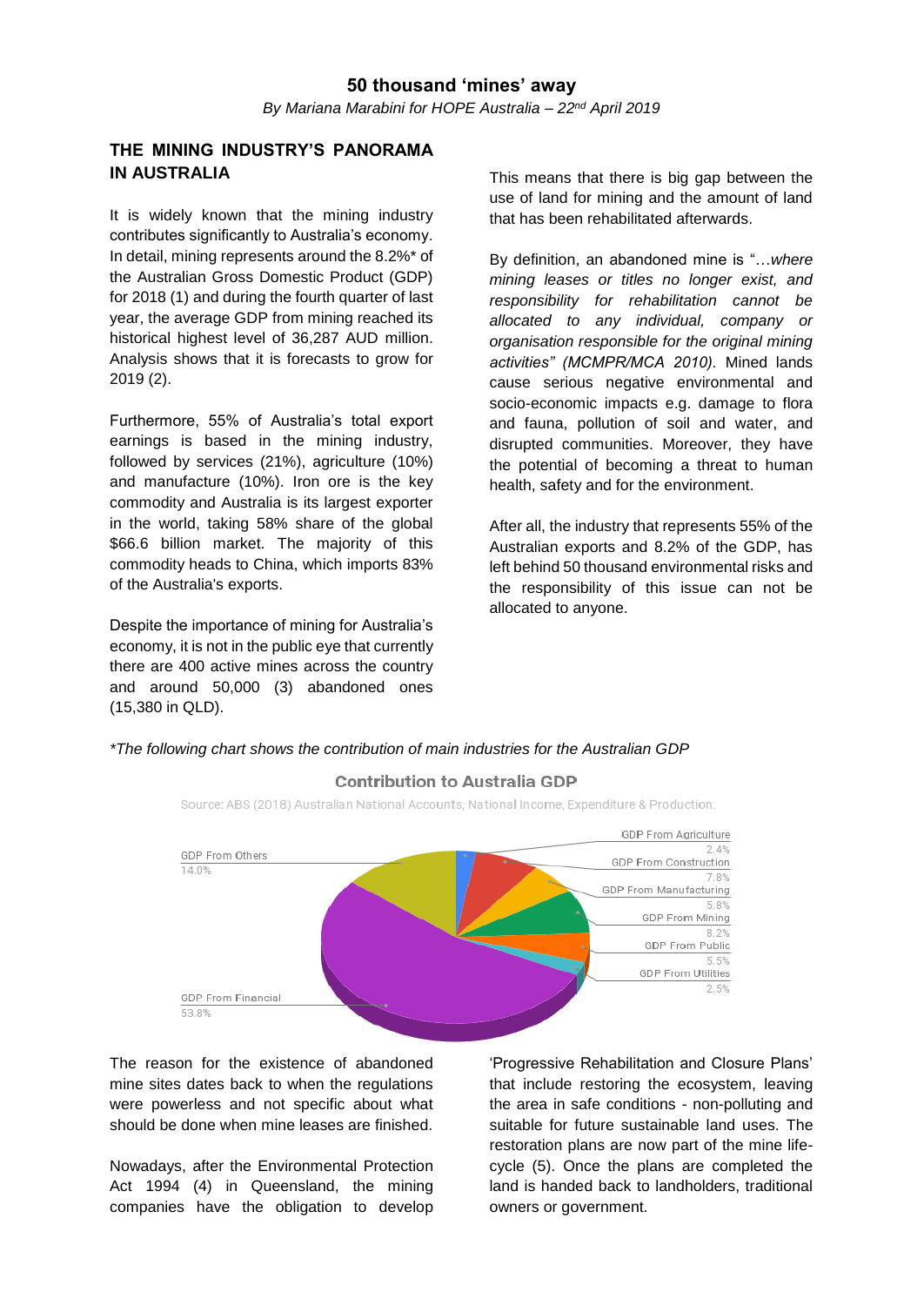# 50 thousand 'mines' away

*By Mariana Marabini for HOPE Australia – 22nd April 2019*

## THE MINING INDUSTRY'S PANORAMA IN AUSTRALIA

It is widely known that the mining industry contributes significantly to Australia's economy. In detail, mining represents around the 8.2%* of the Australian Gross Domestic Product (GDP) for 2018 (1) and during the fourth quarter of last year, the average GDP from mining reached its historical highest level of 36,287 AUD million. Analysis shows that it is forecasts to grow for 2019 (2).

Furthermore, 55% of Australia's total export earnings is based in the mining industry, followed by services (21%), agriculture (10%) and manufacture (10%). Iron ore is the key commodity and Australia is its largest exporter in the world, taking 58% share of the global $66.6 billion market. The majority of this commodity heads to China, which imports 83% of the Australia's exports.

Despite the importance of mining for Australia's economy, it is not in the public eye that currently there are 400 active mines across the country and around 50,000 (3) abandoned ones (15,380 in QLD).

This means that there is big gap between the use of land for mining and the amount of land that has been rehabilitated afterwards.

By definition, an abandoned mine is "…*where mining leases or titles no longer exist, and responsibility for rehabilitation cannot be allocated to any individual, company or organisation responsible for the original mining activities" (MCMPR/MCA 2010).* Mined lands cause serious negative environmental and socio-economic impacts e.g. damage to flora and fauna, pollution of soil and water, and disrupted communities. Moreover, they have the potential of becoming a threat to human health, safety and for the environment.

After all, the industry that represents 55% of the Australian exports and 8.2% of the GDP, has left behind 50 thousand environmental risks and the responsibility of this issue can not be allocated to anyone.

*\*The following chart shows the contribution of main industries for the Australian GDP*

**Contribution to Australia GDP**

Source: ABS (2018) Australian National Accounts, National Income, Expenditure & Production.

| Sector | Share |
| --- | --- |
| GDP From Agriculture | 2.4% |
| GDP From Construction | 7.8% |
| GDP From Manufacturing | 5.8% |
| GDP From Mining | 8.2% |
| GDP From Public | 5.5% |
| GDP From Utilities | 2.5% |
| GDP From Financial | 53.8% |
| GDP From Others | 14.0% |

The reason for the existence of abandoned mine sites dates back to when the regulations were powerless and not specific about what should be done when mine leases are finished.

Nowadays, after the Environmental Protection Act 1994 (4) in Queensland, the mining companies have the obligation to develop 'Progressive Rehabilitation and Closure Plans' that include restoring the ecosystem, leaving the area in safe conditions - non-polluting and suitable for future sustainable land uses. The restoration plans are now part of the mine life-cycle (5). Once the plans are completed the land is handed back to landholders, traditional owners or government.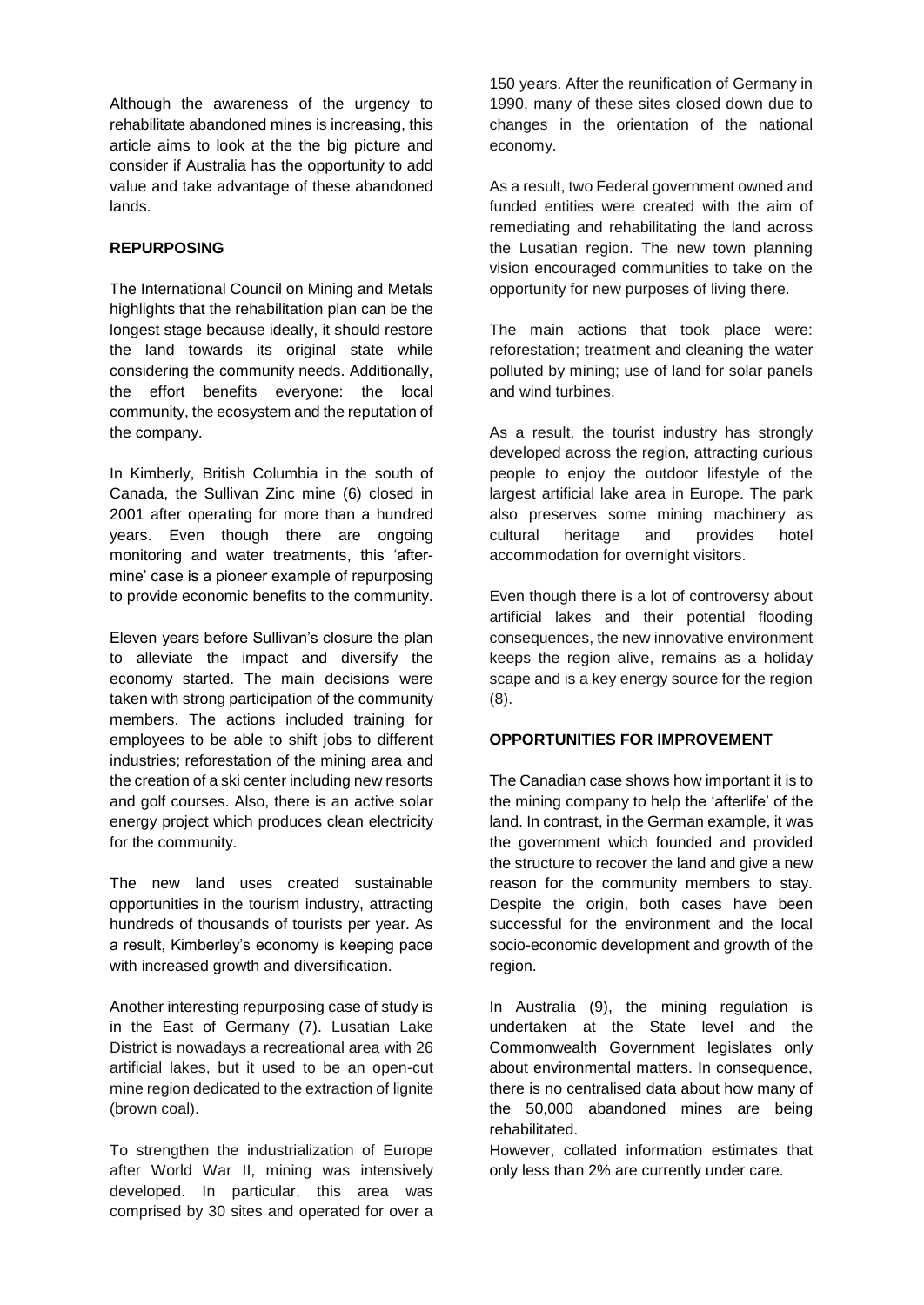Although the awareness of the urgency to rehabilitate abandoned mines is increasing, this article aims to look at the the big picture and consider if Australia has the opportunity to add value and take advantage of these abandoned lands.

**REPURPOSING**

The International Council on Mining and Metals highlights that the rehabilitation plan can be the longest stage because ideally, it should restore the land towards its original state while considering the community needs. Additionally, the effort benefits everyone: the local community, the ecosystem and the reputation of the company.

In Kimberly, British Columbia in the south of Canada, the Sullivan Zinc mine (6) closed in 2001 after operating for more than a hundred years. Even though there are ongoing monitoring and water treatments, this 'after-mine' case is a pioneer example of repurposing to provide economic benefits to the community.

Eleven years before Sullivan's closure the plan to alleviate the impact and diversify the economy started. The main decisions were taken with strong participation of the community members. The actions included training for employees to be able to shift jobs to different industries; reforestation of the mining area and the creation of a ski center including new resorts and golf courses. Also, there is an active solar energy project which produces clean electricity for the community.

The new land uses created sustainable opportunities in the tourism industry, attracting hundreds of thousands of tourists per year. As a result, Kimberley's economy is keeping pace with increased growth and diversification.

Another interesting repurposing case of study is in the East of Germany (7). Lusatian Lake District is nowadays a recreational area with 26 artificial lakes, but it used to be an open-cut mine region dedicated to the extraction of lignite (brown coal).

To strengthen the industrialization of Europe after World War II, mining was intensively developed. In particular, this area was comprised by 30 sites and operated for over a 150 years. After the reunification of Germany in 1990, many of these sites closed down due to changes in the orientation of the national economy.

As a result, two Federal government owned and funded entities were created with the aim of remediating and rehabilitating the land across the Lusatian region. The new town planning vision encouraged communities to take on the opportunity for new purposes of living there.

The main actions that took place were: reforestation; treatment and cleaning the water polluted by mining; use of land for solar panels and wind turbines.

As a result, the tourist industry has strongly developed across the region, attracting curious people to enjoy the outdoor lifestyle of the largest artificial lake area in Europe. The park also preserves some mining machinery as cultural heritage and provides hotel accommodation for overnight visitors.

Even though there is a lot of controversy about artificial lakes and their potential flooding consequences, the new innovative environment keeps the region alive, remains as a holiday scape and is a key energy source for the region (8).

**OPPORTUNITIES FOR IMPROVEMENT**

The Canadian case shows how important it is to the mining company to help the 'afterlife' of the land. In contrast, in the German example, it was the government which founded and provided the structure to recover the land and give a new reason for the community members to stay. Despite the origin, both cases have been successful for the environment and the local socio-economic development and growth of the region.

In Australia (9), the mining regulation is undertaken at the State level and the Commonwealth Government legislates only about environmental matters. In consequence, there is no centralised data about how many of the 50,000 abandoned mines are being rehabilitated.

However, collated information estimates that only less than 2% are currently under care.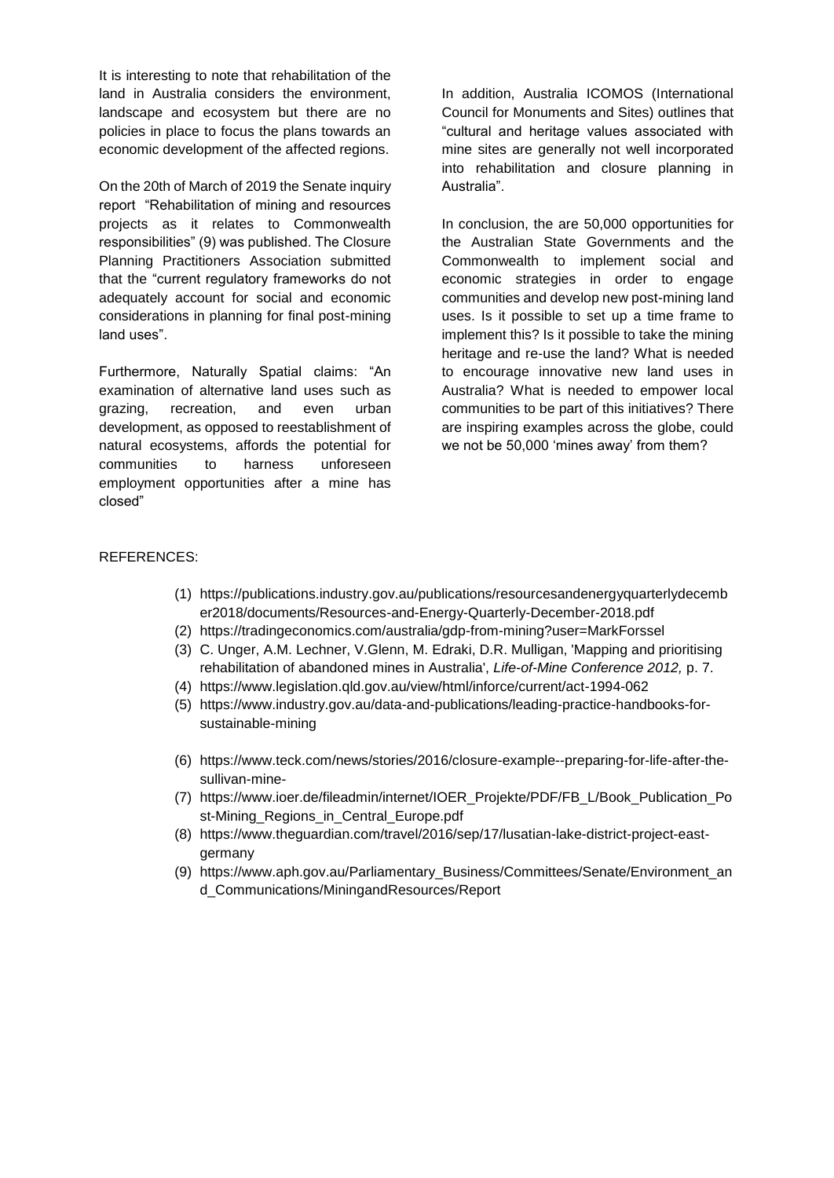It is interesting to note that rehabilitation of the land in Australia considers the environment, landscape and ecosystem but there are no policies in place to focus the plans towards an economic development of the affected regions.

On the 20th of March of 2019 the Senate inquiry report "Rehabilitation of mining and resources projects as it relates to Commonwealth responsibilities" (9) was published. The Closure Planning Practitioners Association submitted that the "current regulatory frameworks do not adequately account for social and economic considerations in planning for final post-mining land uses".

Furthermore, Naturally Spatial claims: "An examination of alternative land uses such as grazing, recreation, and even urban development, as opposed to reestablishment of natural ecosystems, affords the potential for communities to harness unforeseen employment opportunities after a mine has closed"

In addition, Australia ICOMOS (International Council for Monuments and Sites) outlines that "cultural and heritage values associated with mine sites are generally not well incorporated into rehabilitation and closure planning in Australia".

In conclusion, the are 50,000 opportunities for the Australian State Governments and the Commonwealth to implement social and economic strategies in order to engage communities and develop new post-mining land uses. Is it possible to set up a time frame to implement this? Is it possible to take the mining heritage and re-use the land? What is needed to encourage innovative new land uses in Australia? What is needed to empower local communities to be part of this initiatives? There are inspiring examples across the globe, could we not be 50,000 'mines away' from them?

REFERENCES:

1. https://publications.industry.gov.au/publications/resourcesandenergyquarterlydecember2018/documents/Resources-and-Energy-Quarterly-December-2018.pdf
2. https://tradingeconomics.com/australia/gdp-from-mining?user=MarkForssel
3. C. Unger, A.M. Lechner, V.Glenn, M. Edraki, D.R. Mulligan, 'Mapping and prioritising rehabilitation of abandoned mines in Australia', *Life-of-Mine Conference 2012,* p. 7.
4. https://www.legislation.qld.gov.au/view/html/inforce/current/act-1994-062
5. https://www.industry.gov.au/data-and-publications/leading-practice-handbooks-for-sustainable-mining
6. https://www.teck.com/news/stories/2016/closure-example--preparing-for-life-after-the-sullivan-mine-
7. https://www.ioer.de/fileadmin/internet/IOER_Projekte/PDF/FB_L/Book_Publication_Post-Mining_Regions_in_Central_Europe.pdf
8. https://www.theguardian.com/travel/2016/sep/17/lusatian-lake-district-project-east-germany
9. https://www.aph.gov.au/Parliamentary_Business/Committees/Senate/Environment_and_Communications/MiningandResources/Report